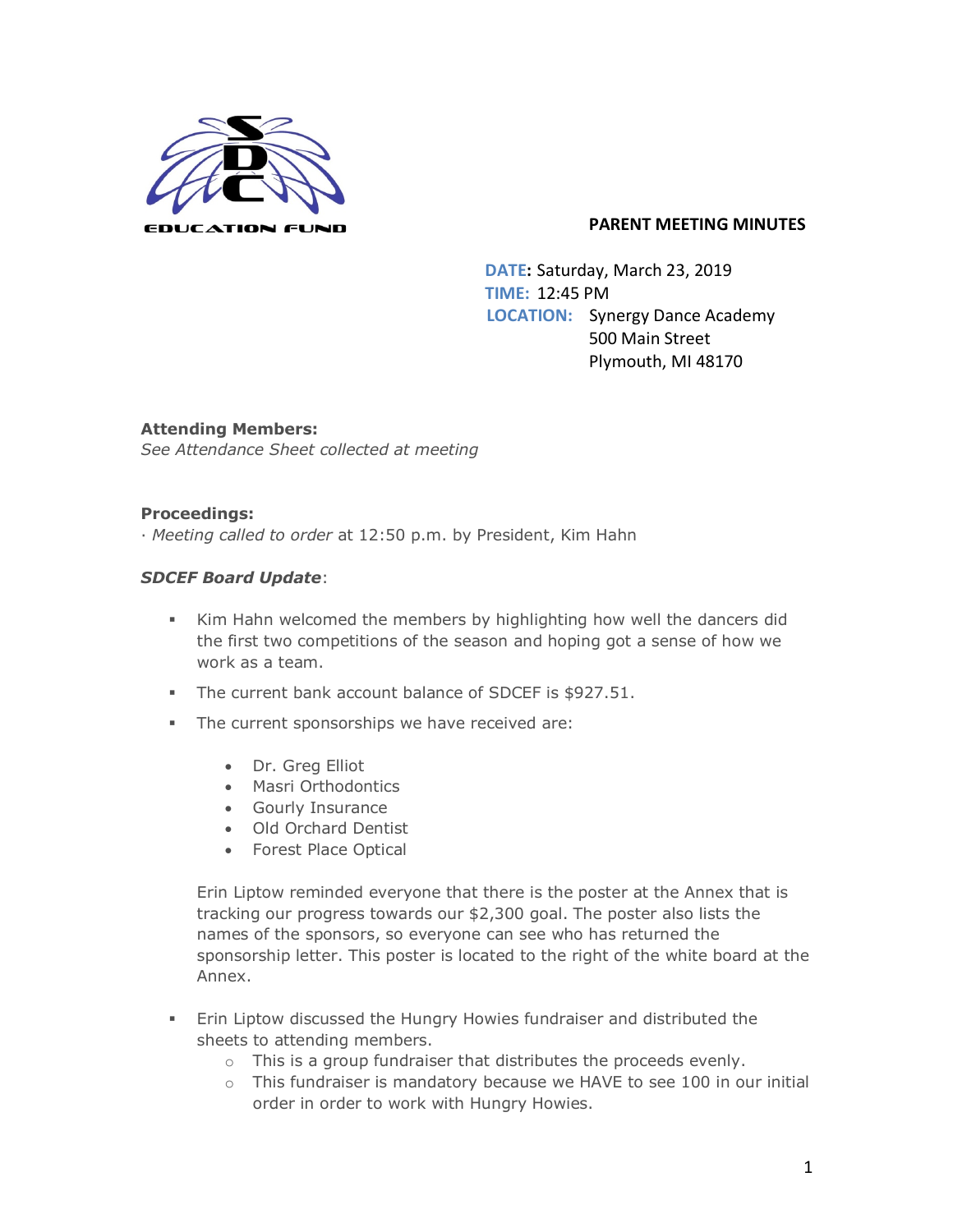EDUCATION FUND

# PARENT MEETING MINUTES

**DATE:** Saturday, March 23, 2019
**TIME:** 12:45 PM
**LOCATION:** Synergy Dance Academy
500 Main Street
Plymouth, MI 48170

**Attending Members:**
*See Attendance Sheet collected at meeting*

**Proceedings:**
· *Meeting called to order* at 12:50 p.m. by President, Kim Hahn

***SDCEF Board Update***:

- Kim Hahn welcomed the members by highlighting how well the dancers did the first two competitions of the season and hoping got a sense of how we work as a team.
- The current bank account balance of SDCEF is $927.51.
- The current sponsorships we have received are:
  - Dr. Greg Elliot
  - Masri Orthodontics
  - Gourly Insurance
  - Old Orchard Dentist
  - Forest Place Optical

  Erin Liptow reminded everyone that there is the poster at the Annex that is tracking our progress towards our $2,300 goal. The poster also lists the names of the sponsors, so everyone can see who has returned the sponsorship letter. This poster is located to the right of the white board at the Annex.

- Erin Liptow discussed the Hungry Howies fundraiser and distributed the sheets to attending members.
  - This is a group fundraiser that distributes the proceeds evenly.
  - This fundraiser is mandatory because we HAVE to see 100 in our initial order in order to work with Hungry Howies.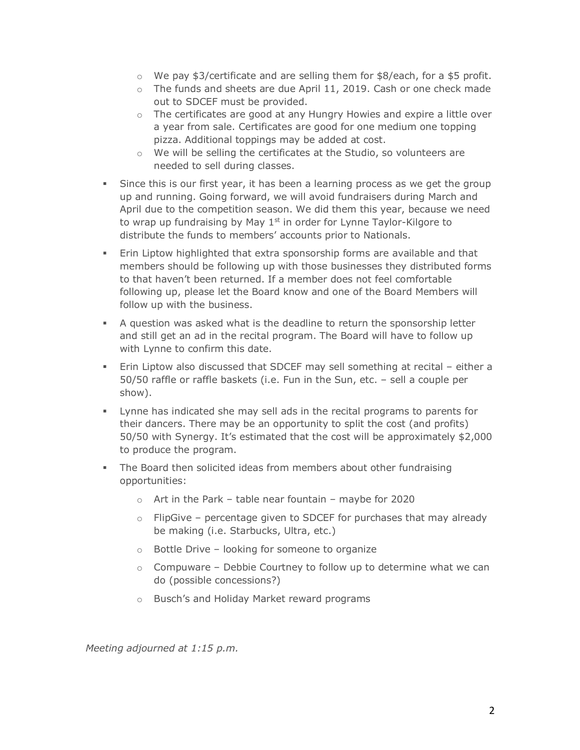- We pay $3/certificate and are selling them for $8/each, for a $5 profit.
  - The funds and sheets are due April 11, 2019. Cash or one check made out to SDCEF must be provided.
  - The certificates are good at any Hungry Howies and expire a little over a year from sale. Certificates are good for one medium one topping pizza. Additional toppings may be added at cost.
  - We will be selling the certificates at the Studio, so volunteers are needed to sell during classes.

- Since this is our first year, it has been a learning process as we get the group up and running. Going forward, we will avoid fundraisers during March and April due to the competition season. We did them this year, because we need to wrap up fundraising by May 1st in order for Lynne Taylor-Kilgore to distribute the funds to members' accounts prior to Nationals.
- Erin Liptow highlighted that extra sponsorship forms are available and that members should be following up with those businesses they distributed forms to that haven't been returned. If a member does not feel comfortable following up, please let the Board know and one of the Board Members will follow up with the business.
- A question was asked what is the deadline to return the sponsorship letter and still get an ad in the recital program. The Board will have to follow up with Lynne to confirm this date.
- Erin Liptow also discussed that SDCEF may sell something at recital – either a 50/50 raffle or raffle baskets (i.e. Fun in the Sun, etc. – sell a couple per show).
- Lynne has indicated she may sell ads in the recital programs to parents for their dancers. There may be an opportunity to split the cost (and profits) 50/50 with Synergy. It's estimated that the cost will be approximately $2,000 to produce the program.
- The Board then solicited ideas from members about other fundraising opportunities:
  - Art in the Park – table near fountain – maybe for 2020
  - FlipGive – percentage given to SDCEF for purchases that may already be making (i.e. Starbucks, Ultra, etc.)
  - Bottle Drive – looking for someone to organize
  - Compuware – Debbie Courtney to follow up to determine what we can do (possible concessions?)
  - Busch's and Holiday Market reward programs

*Meeting adjourned at 1:15 p.m.*